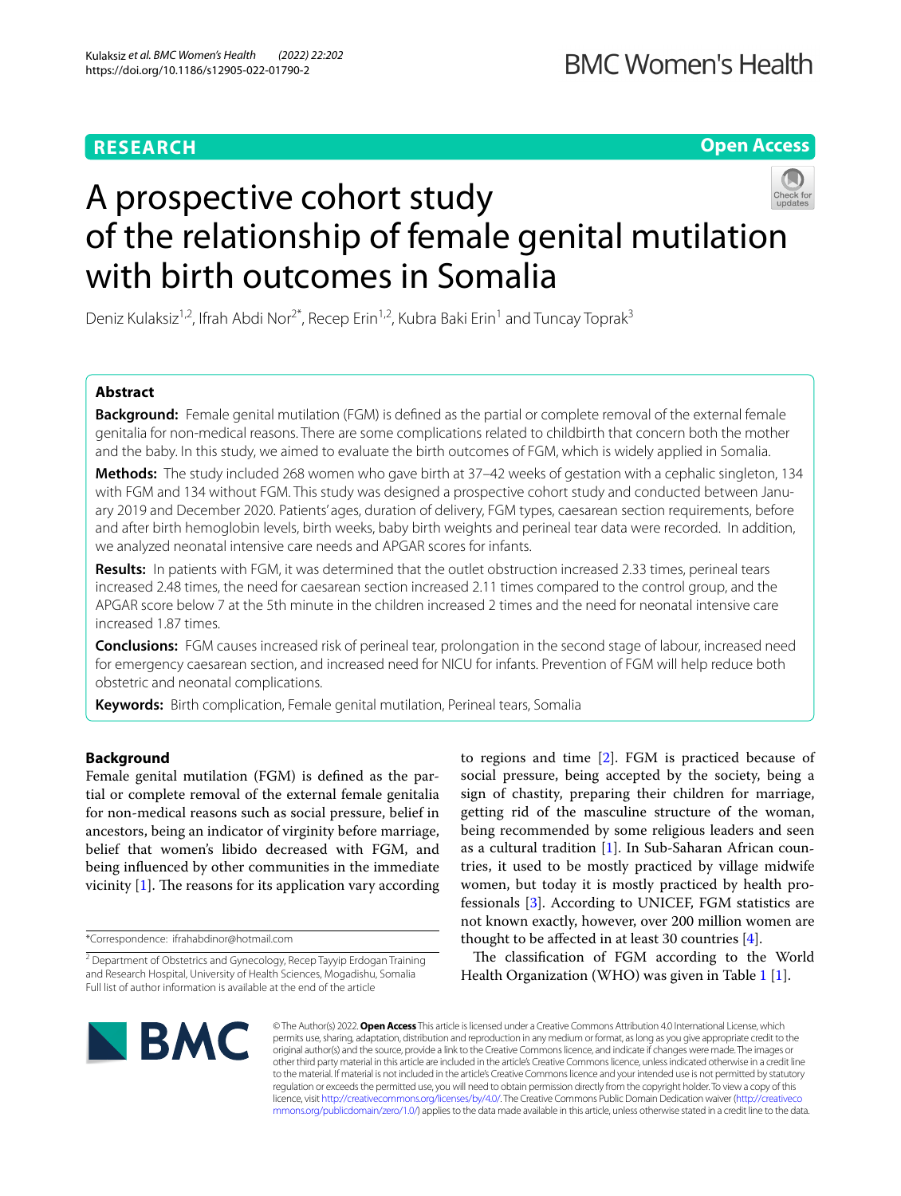RESEARCH

Open Access

# A prospective cohort study of the relationship of female genital mutilation with birth outcomes in Somalia

Deniz Kulaksiz[1,2], Ifrah Abdi Nor[2*], Recep Erin[1,2], Kubra Baki Erin[1] and Tuncay Toprak[3]

## Abstract

**Background:** Female genital mutilation (FGM) is defined as the partial or complete removal of the external female genitalia for non-medical reasons. There are some complications related to childbirth that concern both the mother and the baby. In this study, we aimed to evaluate the birth outcomes of FGM, which is widely applied in Somalia.

**Methods:** The study included 268 women who gave birth at 37–42 weeks of gestation with a cephalic singleton, 134 with FGM and 134 without FGM. This study was designed a prospective cohort study and conducted between January 2019 and December 2020. Patients' ages, duration of delivery, FGM types, caesarean section requirements, before and after birth hemoglobin levels, birth weeks, baby birth weights and perineal tear data were recorded. In addition, we analyzed neonatal intensive care needs and APGAR scores for infants.

**Results:** In patients with FGM, it was determined that the outlet obstruction increased 2.33 times, perineal tears increased 2.48 times, the need for caesarean section increased 2.11 times compared to the control group, and the APGAR score below 7 at the 5th minute in the children increased 2 times and the need for neonatal intensive care increased 1.87 times.

**Conclusions:** FGM causes increased risk of perineal tear, prolongation in the second stage of labour, increased need for emergency caesarean section, and increased need for NICU for infants. Prevention of FGM will help reduce both obstetric and neonatal complications.

**Keywords:** Birth complication, Female genital mutilation, Perineal tears, Somalia

## Background

Female genital mutilation (FGM) is defined as the partial or complete removal of the external female genitalia for non-medical reasons such as social pressure, belief in ancestors, being an indicator of virginity before marriage, belief that women's libido decreased with FGM, and being influenced by other communities in the immediate vicinity [1]. The reasons for its application vary according to regions and time [2]. FGM is practiced because of social pressure, being accepted by the society, being a sign of chastity, preparing their children for marriage, getting rid of the masculine structure of the woman, being recommended by some religious leaders and seen as a cultural tradition [1]. In Sub-Saharan African countries, it used to be mostly practiced by village midwife women, but today it is mostly practiced by health professionals [3]. According to UNICEF, FGM statistics are not known exactly, however, over 200 million women are thought to be affected in at least 30 countries [4].

The classification of FGM according to the World Health Organization (WHO) was given in Table 1 [1].

*Correspondence: ifrahabdinor@hotmail.com

[2] Department of Obstetrics and Gynecology, Recep Tayyip Erdogan Training and Research Hospital, University of Health Sciences, Mogadishu, Somalia
Full list of author information is available at the end of the article

© The Author(s) 2022. **Open Access** This article is licensed under a Creative Commons Attribution 4.0 International License, which permits use, sharing, adaptation, distribution and reproduction in any medium or format, as long as you give appropriate credit to the original author(s) and the source, provide a link to the Creative Commons licence, and indicate if changes were made. The images or other third party material in this article are included in the article's Creative Commons licence, unless indicated otherwise in a credit line to the material. If material is not included in the article's Creative Commons licence and your intended use is not permitted by statutory regulation or exceeds the permitted use, you will need to obtain permission directly from the copyright holder. To view a copy of this licence, visit http://creativecommons.org/licenses/by/4.0/. The Creative Commons Public Domain Dedication waiver (http://creativecommons.org/publicdomain/zero/1.0/) applies to the data made available in this article, unless otherwise stated in a credit line to the data.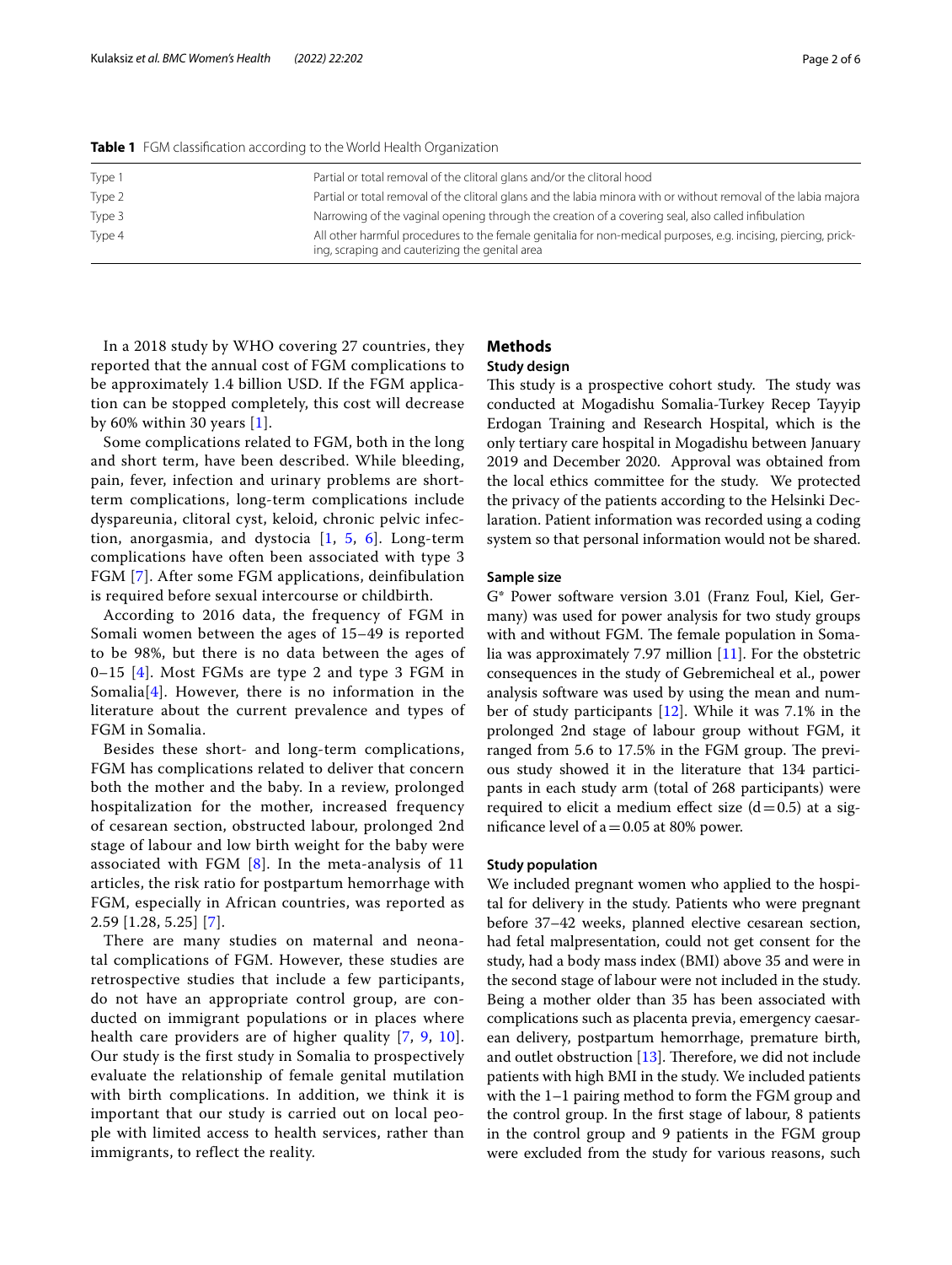**Table 1** FGM classification according to the World Health Organization

| | |
|---|---|
| Type 1 | Partial or total removal of the clitoral glans and/or the clitoral hood |
| Type 2 | Partial or total removal of the clitoral glans and the labia minora with or without removal of the labia majora |
| Type 3 | Narrowing of the vaginal opening through the creation of a covering seal, also called infibulation |
| Type 4 | All other harmful procedures to the female genitalia for non-medical purposes, e.g. incising, piercing, pricking, scraping and cauterizing the genital area |

In a 2018 study by WHO covering 27 countries, they reported that the annual cost of FGM complications to be approximately 1.4 billion USD. If the FGM application can be stopped completely, this cost will decrease by 60% within 30 years [1].

Some complications related to FGM, both in the long and short term, have been described. While bleeding, pain, fever, infection and urinary problems are short-term complications, long-term complications include dyspareunia, clitoral cyst, keloid, chronic pelvic infection, anorgasmia, and dystocia [1, 5, 6]. Long-term complications have often been associated with type 3 FGM [7]. After some FGM applications, deinfibulation is required before sexual intercourse or childbirth.

According to 2016 data, the frequency of FGM in Somali women between the ages of 15–49 is reported to be 98%, but there is no data between the ages of 0–15 [4]. Most FGMs are type 2 and type 3 FGM in Somalia[4]. However, there is no information in the literature about the current prevalence and types of FGM in Somalia.

Besides these short- and long-term complications, FGM has complications related to deliver that concern both the mother and the baby. In a review, prolonged hospitalization for the mother, increased frequency of cesarean section, obstructed labour, prolonged 2nd stage of labour and low birth weight for the baby were associated with FGM [8]. In the meta-analysis of 11 articles, the risk ratio for postpartum hemorrhage with FGM, especially in African countries, was reported as 2.59 [1.28, 5.25] [7].

There are many studies on maternal and neonatal complications of FGM. However, these studies are retrospective studies that include a few participants, do not have an appropriate control group, are conducted on immigrant populations or in places where health care providers are of higher quality [7, 9, 10]. Our study is the first study in Somalia to prospectively evaluate the relationship of female genital mutilation with birth complications. In addition, we think it is important that our study is carried out on local people with limited access to health services, rather than immigrants, to reflect the reality.

## Methods

### Study design

This study is a prospective cohort study. The study was conducted at Mogadishu Somalia-Turkey Recep Tayyip Erdogan Training and Research Hospital, which is the only tertiary care hospital in Mogadishu between January 2019 and December 2020. Approval was obtained from the local ethics committee for the study. We protected the privacy of the patients according to the Helsinki Declaration. Patient information was recorded using a coding system so that personal information would not be shared.

### Sample size

G* Power software version 3.01 (Franz Foul, Kiel, Germany) was used for power analysis for two study groups with and without FGM. The female population in Somalia was approximately 7.97 million [11]. For the obstetric consequences in the study of Gebremicheal et al., power analysis software was used by using the mean and number of study participants [12]. While it was 7.1% in the prolonged 2nd stage of labour group without FGM, it ranged from 5.6 to 17.5% in the FGM group. The previous study showed it in the literature that 134 participants in each study arm (total of 268 participants) were required to elicit a medium effect size ($d=0.5$) at a significance level of $a=0.05$ at 80% power.

### Study population

We included pregnant women who applied to the hospital for delivery in the study. Patients who were pregnant before 37–42 weeks, planned elective cesarean section, had fetal malpresentation, could not get consent for the study, had a body mass index (BMI) above 35 and were in the second stage of labour were not included in the study. Being a mother older than 35 has been associated with complications such as placenta previa, emergency caesarean delivery, postpartum hemorrhage, premature birth, and outlet obstruction [13]. Therefore, we did not include patients with high BMI in the study. We included patients with the 1–1 pairing method to form the FGM group and the control group. In the first stage of labour, 8 patients in the control group and 9 patients in the FGM group were excluded from the study for various reasons, such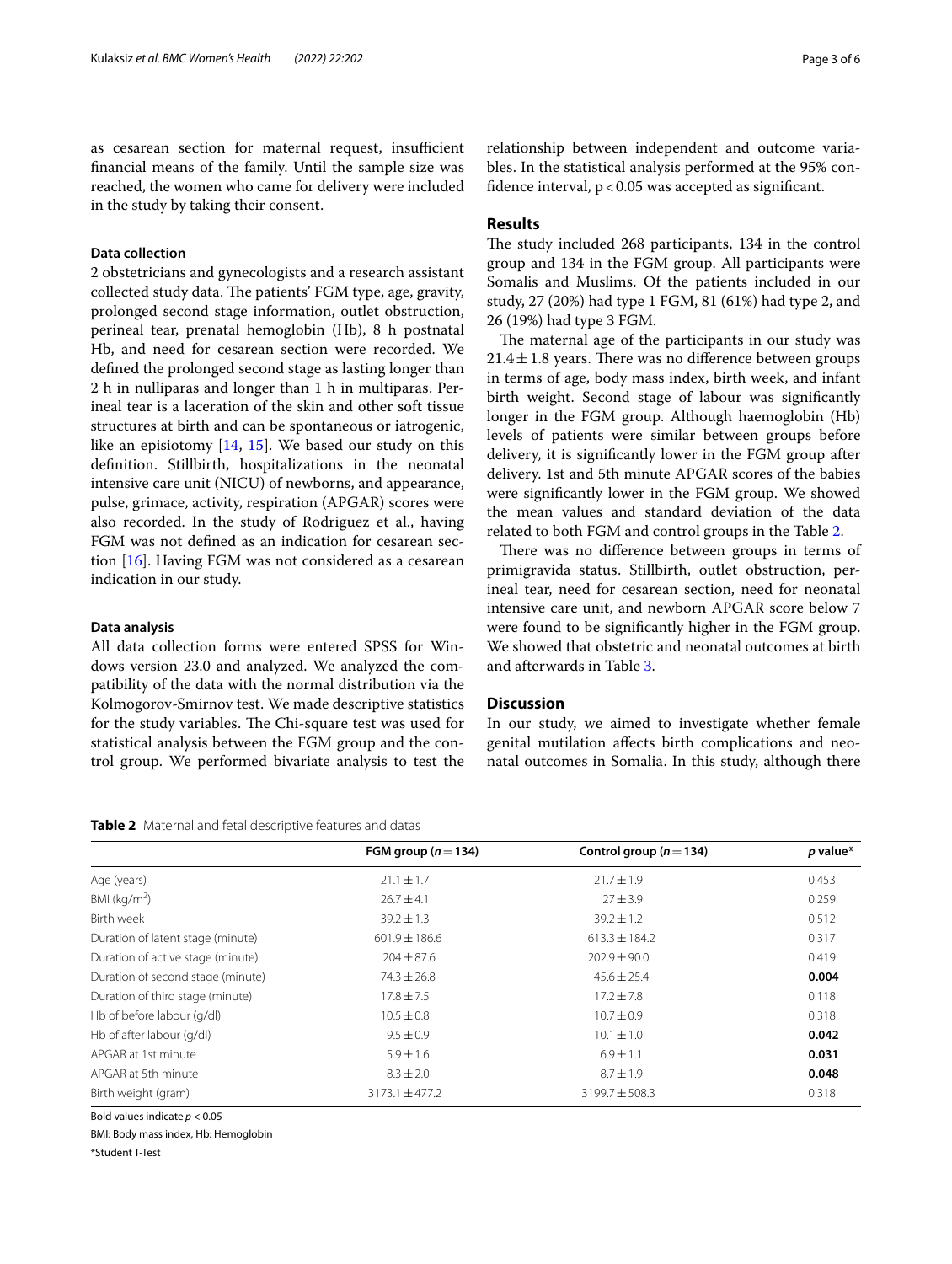as cesarean section for maternal request, insufficient financial means of the family. Until the sample size was reached, the women who came for delivery were included in the study by taking their consent.

### Data collection

2 obstetricians and gynecologists and a research assistant collected study data. The patients' FGM type, age, gravity, prolonged second stage information, outlet obstruction, perineal tear, prenatal hemoglobin (Hb), 8 h postnatal Hb, and need for cesarean section were recorded. We defined the prolonged second stage as lasting longer than 2 h in nulliparas and longer than 1 h in multiparas. Perineal tear is a laceration of the skin and other soft tissue structures at birth and can be spontaneous or iatrogenic, like an episiotomy [14, 15]. We based our study on this definition. Stillbirth, hospitalizations in the neonatal intensive care unit (NICU) of newborns, and appearance, pulse, grimace, activity, respiration (APGAR) scores were also recorded. In the study of Rodriguez et al., having FGM was not defined as an indication for cesarean section [16]. Having FGM was not considered as a cesarean indication in our study.

### Data analysis

All data collection forms were entered SPSS for Windows version 23.0 and analyzed. We analyzed the compatibility of the data with the normal distribution via the Kolmogorov-Smirnov test. We made descriptive statistics for the study variables. The Chi-square test was used for statistical analysis between the FGM group and the control group. We performed bivariate analysis to test the relationship between independent and outcome variables. In the statistical analysis performed at the 95% confidence interval, $p < 0.05$ was accepted as significant.

## Results

The study included 268 participants, 134 in the control group and 134 in the FGM group. All participants were Somalis and Muslims. Of the patients included in our study, 27 (20%) had type 1 FGM, 81 (61%) had type 2, and 26 (19%) had type 3 FGM.

The maternal age of the participants in our study was $21.4 \pm 1.8$ years. There was no difference between groups in terms of age, body mass index, birth week, and infant birth weight. Second stage of labour was significantly longer in the FGM group. Although haemoglobin (Hb) levels of patients were similar between groups before delivery, it is significantly lower in the FGM group after delivery. 1st and 5th minute APGAR scores of the babies were significantly lower in the FGM group. We showed the mean values and standard deviation of the data related to both FGM and control groups in the Table 2.

There was no difference between groups in terms of primigravida status. Stillbirth, outlet obstruction, perineal tear, need for cesarean section, need for neonatal intensive care unit, and newborn APGAR score below 7 were found to be significantly higher in the FGM group. We showed that obstetric and neonatal outcomes at birth and afterwards in Table 3.

## Discussion

In our study, we aimed to investigate whether female genital mutilation affects birth complications and neonatal outcomes in Somalia. In this study, although there

**Table 2** Maternal and fetal descriptive features and datas

| | FGM group ($n = 134$) | Control group ($n = 134$) | *p* value* |
|---|---|---|---|
| Age (years) | $21.1 \pm 1.7$ | $21.7 \pm 1.9$ | 0.453 |
| BMI (kg/m$^2$) | $26.7 \pm 4.1$ | $27 \pm 3.9$ | 0.259 |
| Birth week | $39.2 \pm 1.3$ | $39.2 \pm 1.2$ | 0.512 |
| Duration of latent stage (minute) | $601.9 \pm 186.6$ | $613.3 \pm 184.2$ | 0.317 |
| Duration of active stage (minute) | $204 \pm 87.6$ | $202.9 \pm 90.0$ | 0.419 |
| Duration of second stage (minute) | $74.3 \pm 26.8$ | $45.6 \pm 25.4$ | **0.004** |
| Duration of third stage (minute) | $17.8 \pm 7.5$ | $17.2 \pm 7.8$ | 0.118 |
| Hb of before labour (g/dl) | $10.5 \pm 0.8$ | $10.7 \pm 0.9$ | 0.318 |
| Hb of after labour (g/dl) | $9.5 \pm 0.9$ | $10.1 \pm 1.0$ | **0.042** |
| APGAR at 1st minute | $5.9 \pm 1.6$ | $6.9 \pm 1.1$ | **0.031** |
| APGAR at 5th minute | $8.3 \pm 2.0$ | $8.7 \pm 1.9$ | **0.048** |
| Birth weight (gram) | $3173.1 \pm 477.2$ | $3199.7 \pm 508.3$ | 0.318 |

Bold values indicate $p < 0.05$

BMI: Body mass index, Hb: Hemoglobin

*Student T-Test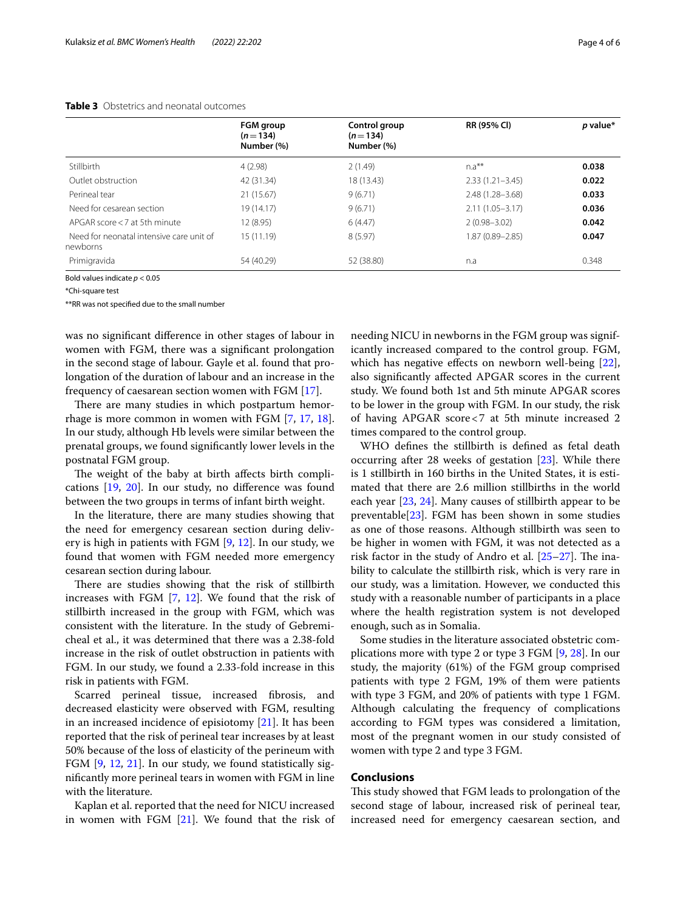**Table 3** Obstetrics and neonatal outcomes

| | FGM group ($n=134$) Number (%) | Control group ($n=134$) Number (%) | RR (95% CI) | *p* value* |
|---|---|---|---|---|
| Stillbirth | 4 (2.98) | 2 (1.49) | n.a** | **0.038** |
| Outlet obstruction | 42 (31.34) | 18 (13.43) | 2.33 (1.21–3.45) | **0.022** |
| Perineal tear | 21 (15.67) | 9 (6.71) | 2.48 (1.28–3.68) | **0.033** |
| Need for cesarean section | 19 (14.17) | 9 (6.71) | 2.11 (1.05–3.17) | **0.036** |
| APGAR score < 7 at 5th minute | 12 (8.95) | 6 (4.47) | 2 (0.98–3.02) | **0.042** |
| Need for neonatal intensive care unit of newborns | 15 (11.19) | 8 (5.97) | 1.87 (0.89–2.85) | **0.047** |
| Primigravida | 54 (40.29) | 52 (38.80) | n.a | 0.348 |

Bold values indicate $p < 0.05$

*Chi-square test

**RR was not specified due to the small number

was no significant difference in other stages of labour in women with FGM, there was a significant prolongation in the second stage of labour. Gayle et al. found that prolongation of the duration of labour and an increase in the frequency of caesarean section women with FGM [17].

There are many studies in which postpartum hemorrhage is more common in women with FGM [7, 17, 18]. In our study, although Hb levels were similar between the prenatal groups, we found significantly lower levels in the postnatal FGM group.

The weight of the baby at birth affects birth complications [19, 20]. In our study, no difference was found between the two groups in terms of infant birth weight.

In the literature, there are many studies showing that the need for emergency cesarean section during delivery is high in patients with FGM [9, 12]. In our study, we found that women with FGM needed more emergency cesarean section during labour.

There are studies showing that the risk of stillbirth increases with FGM [7, 12]. We found that the risk of stillbirth increased in the group with FGM, which was consistent with the literature. In the study of Gebremicheal et al., it was determined that there was a 2.38-fold increase in the risk of outlet obstruction in patients with FGM. In our study, we found a 2.33-fold increase in this risk in patients with FGM.

Scarred perineal tissue, increased fibrosis, and decreased elasticity were observed with FGM, resulting in an increased incidence of episiotomy [21]. It has been reported that the risk of perineal tear increases by at least 50% because of the loss of elasticity of the perineum with FGM [9, 12, 21]. In our study, we found statistically significantly more perineal tears in women with FGM in line with the literature.

Kaplan et al. reported that the need for NICU increased in women with FGM [21]. We found that the risk of needing NICU in newborns in the FGM group was significantly increased compared to the control group. FGM, which has negative effects on newborn well-being [22], also significantly affected APGAR scores in the current study. We found both 1st and 5th minute APGAR scores to be lower in the group with FGM. In our study, the risk of having APGAR score < 7 at 5th minute increased 2 times compared to the control group.

WHO defines the stillbirth is defined as fetal death occurring after 28 weeks of gestation [23]. While there is 1 stillbirth in 160 births in the United States, it is estimated that there are 2.6 million stillbirths in the world each year [23, 24]. Many causes of stillbirth appear to be preventable[23]. FGM has been shown in some studies as one of those reasons. Although stillbirth was seen to be higher in women with FGM, it was not detected as a risk factor in the study of Andro et al. [25–27]. The inability to calculate the stillbirth risk, which is very rare in our study, was a limitation. However, we conducted this study with a reasonable number of participants in a place where the health registration system is not developed enough, such as in Somalia.

Some studies in the literature associated obstetric complications more with type 2 or type 3 FGM [9, 28]. In our study, the majority (61%) of the FGM group comprised patients with type 2 FGM, 19% of them were patients with type 3 FGM, and 20% of patients with type 1 FGM. Although calculating the frequency of complications according to FGM types was considered a limitation, most of the pregnant women in our study consisted of women with type 2 and type 3 FGM.

## Conclusions

This study showed that FGM leads to prolongation of the second stage of labour, increased risk of perineal tear, increased need for emergency caesarean section, and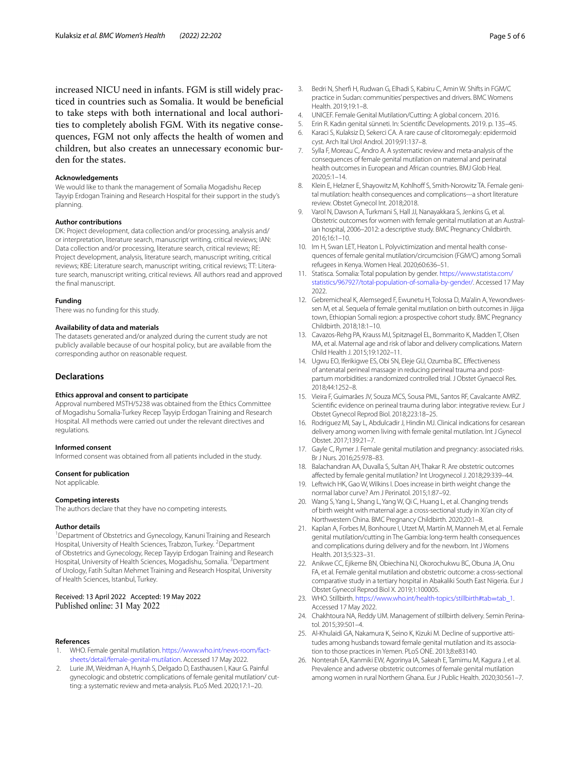increased NICU need in infants. FGM is still widely practiced in countries such as Somalia. It would be beneficial to take steps with both international and local authorities to completely abolish FGM. With its negative consequences, FGM not only affects the health of women and children, but also creates an unnecessary economic burden for the states.

#### Acknowledgements
We would like to thank the management of Somalia Mogadishu Recep Tayyip Erdogan Training and Research Hospital for their support in the study's planning.

#### Author contributions
DK: Project development, data collection and/or processing, analysis and/or interpretation, literature search, manuscript writing, critical reviews; IAN: Data collection and/or processing, literature search, critical reviews; RE: Project development, analysis, literature search, manuscript writing, critical reviews; KBE: Literature search, manuscript writing, critical reviews; TT: Literature search, manuscript writing, critical reviews. All authors read and approved the final manuscript.

#### Funding
There was no funding for this study.

#### Availability of data and materials
The datasets generated and/or analyzed during the current study are not publicly available because of our hospital policy, but are available from the corresponding author on reasonable request.

## Declarations

#### Ethics approval and consent to participate
Approval numbered MSTH/5238 was obtained from the Ethics Committee of Mogadishu Somalia-Turkey Recep Tayyip Erdogan Training and Research Hospital. All methods were carried out under the relevant directives and regulations.

#### Informed consent
Informed consent was obtained from all patients included in the study.

#### Consent for publication
Not applicable.

#### Competing interests
The authors declare that they have no competing interests.

#### Author details
[1]Department of Obstetrics and Gynecology, Kanuni Training and Research Hospital, University of Health Sciences, Trabzon, Turkey. [2]Department of Obstetrics and Gynecology, Recep Tayyip Erdogan Training and Research Hospital, University of Health Sciences, Mogadishu, Somalia. [3]Department of Urology, Fatih Sultan Mehmet Training and Research Hospital, University of Health Sciences, Istanbul, Turkey.

Received: 13 April 2022 Accepted: 19 May 2022
Published online: 31 May 2022

#### References

1. WHO. Female genital mutilation. https://www.who.int/news-room/fact-sheets/detail/female-genital-mutilation. Accessed 17 May 2022.
2. Lurie JM, Weidman A, Huynh S, Delgado D, Easthausen I, Kaur G. Painful gynecologic and obstetric complications of female genital mutilation/ cutting: a systematic review and meta-analysis. PLoS Med. 2020;17:1–20.
3. Bedri N, Sherfi H, Rudwan G, Elhadi S, Kabiru C, Amin W. Shifts in FGM/C practice in Sudan: communities' perspectives and drivers. BMC Womens Health. 2019;19:1–8.
4. UNICEF. Female Genital Mutilation/Cutting: A global concern. 2016.
5. Erin R. Kadın genital sünneti. In: Scientific Developments. 2019. p. 135–45.
6. Karaci S, Kulaksiz D, Sekerci CA. A rare cause of clitoromegaly: epidermoid cyst. Arch Ital Urol Androl. 2019;91:137–8.
7. Sylla F, Moreau C, Andro A. A systematic review and meta-analysis of the consequences of female genital mutilation on maternal and perinatal health outcomes in European and African countries. BMJ Glob Heal. 2020;5:1–14.
8. Klein E, Helzner E, Shayowitz M, Kohlhoff S, Smith-Norowitz TA. Female genital mutilation: health consequences and complications---a short literature review. Obstet Gynecol Int. 2018;2018.
9. Varol N, Dawson A, Turkmani S, Hall JJ, Nanayakkara S, Jenkins G, et al. Obstetric outcomes for women with female genital mutilation at an Australian hospital, 2006–2012: a descriptive study. BMC Pregnancy Childbirth. 2016;16:1–10.
10. Im H, Swan LET, Heaton L. Polyvictimization and mental health consequences of female genital mutilation/circumcision (FGM/C) among Somali refugees in Kenya. Women Heal. 2020;60:636–51.
11. Statisca. Somalia: Total population by gender. https://www.statista.com/statistics/967927/total-population-of-somalia-by-gender/. Accessed 17 May 2022.
12. Gebremicheal K, Alemseged F, Ewunetu H, Tolossa D, Ma'alin A, Yewondwessen M, et al. Sequela of female genital mutilation on birth outcomes in Jijiga town, Ethiopian Somali region: a prospective cohort study. BMC Pregnancy Childbirth. 2018;18:1–10.
13. Cavazos-Rehg PA, Krauss MJ, Spitznagel EL, Bommarito K, Madden T, Olsen MA, et al. Maternal age and risk of labor and delivery complications. Matern Child Health J. 2015;19:1202–11.
14. Ugwu EO, Iferikigwe ES, Obi SN, Eleje GU, Ozumba BC. Effectiveness of antenatal perineal massage in reducing perineal trauma and postpartum morbidities: a randomized controlled trial. J Obstet Gynaecol Res. 2018;44:1252–8.
15. Vieira F, Guimarães JV, Souza MCS, Sousa PML, Santos RF, Cavalcante AMRZ. Scientific evidence on perineal trauma during labor: integrative review. Eur J Obstet Gynecol Reprod Biol. 2018;223:18–25.
16. Rodriguez MI, Say L, Abdulcadir J, Hindin MJ. Clinical indications for cesarean delivery among women living with female genital mutilation. Int J Gynecol Obstet. 2017;139:21–7.
17. Gayle C, Rymer J. Female genital mutilation and pregnancy: associated risks. Br J Nurs. 2016;25:978–83.
18. Balachandran AA, Duvalla S, Sultan AH, Thakar R. Are obstetric outcomes affected by female genital mutilation? Int Urogynecol J. 2018;29:339–44.
19. Leftwich HK, Gao W, Wilkins I. Does increase in birth weight change the normal labor curve? Am J Perinatol. 2015;1:87–92.
20. Wang S, Yang L, Shang L, Yang W, Qi C, Huang L, et al. Changing trends of birth weight with maternal age: a cross-sectional study in Xi'an city of Northwestern China. BMC Pregnancy Childbirth. 2020;20:1–8.
21. Kaplan A, Forbes M, Bonhoure I, Utzet M, Martín M, Manneh M, et al. Female genital mutilation/cutting in The Gambia: long-term health consequences and complications during delivery and for the newborn. Int J Womens Health. 2013;5:323–31.
22. Anikwe CC, Ejikeme BN, Obiechina NJ, Okorochukwu BC, Obuna JA, Onu FA, et al. Female genital mutilation and obstetric outcome: a cross-sectional comparative study in a tertiary hospital in Abakaliki South East Nigeria. Eur J Obstet Gynecol Reprod Biol X. 2019;1:100005.
23. WHO. Stillbirth. https://www.who.int/health-topics/stillbirth#tab=tab_1. Accessed 17 May 2022.
24. Chakhtoura NA, Reddy UM. Management of stillbirth delivery. Semin Perinatol. 2015;39:501–4.
25. Al-Khulaidi GA, Nakamura K, Seino K, Kizuki M. Decline of supportive attitudes among husbands toward female genital mutilation and its association to those practices in Yemen. PLoS ONE. 2013;8:e83140.
26. Nonterah EA, Kanmiki EW, Agorinya IA, Sakeah E, Tamimu M, Kagura J, et al. Prevalence and adverse obstetric outcomes of female genital mutilation among women in rural Northern Ghana. Eur J Public Health. 2020;30:561–7.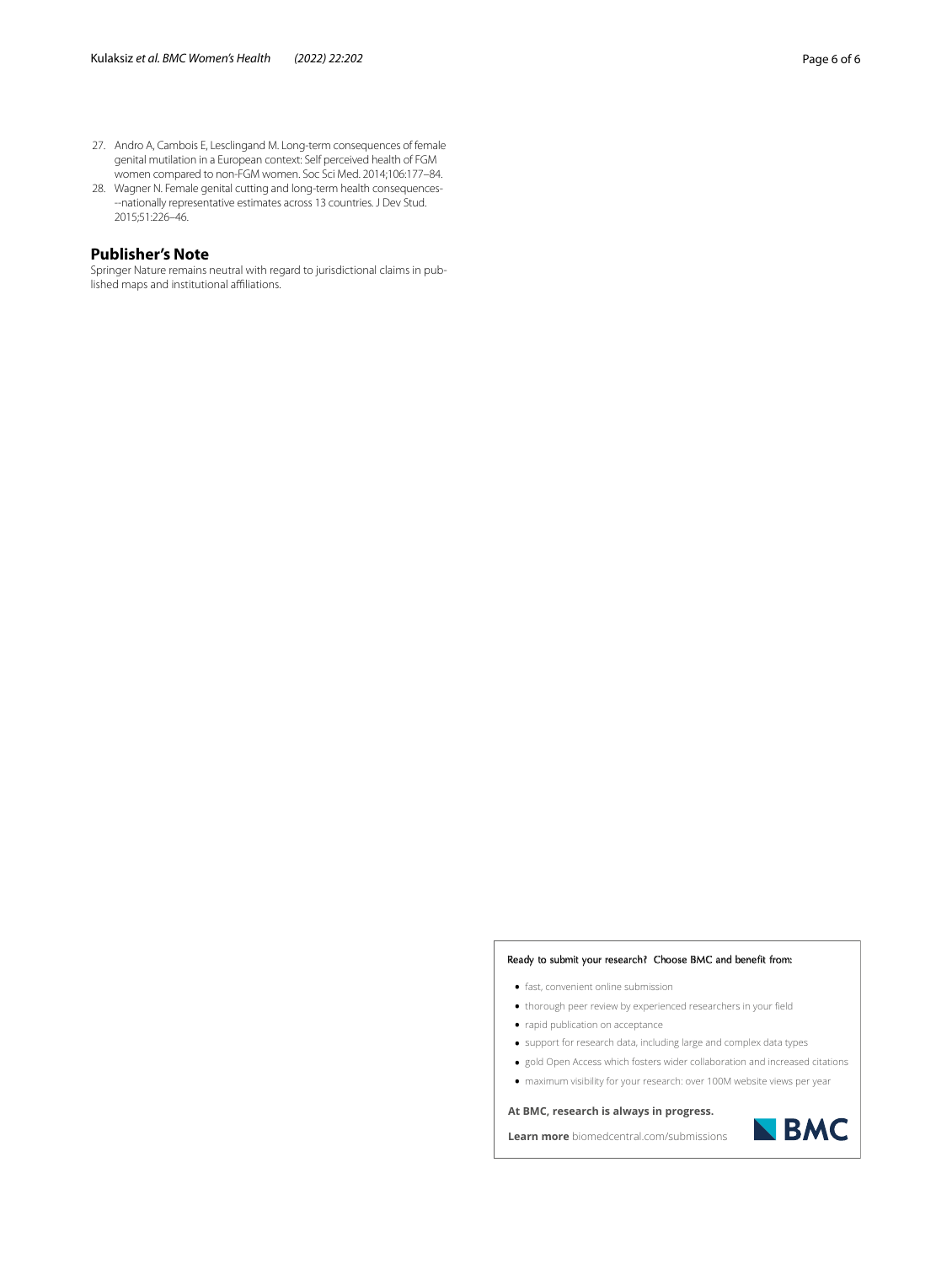27. Andro A, Cambois E, Lesclingand M. Long-term consequences of female genital mutilation in a European context: Self perceived health of FGM women compared to non-FGM women. Soc Sci Med. 2014;106:177–84.
28. Wagner N. Female genital cutting and long-term health consequences--nationally representative estimates across 13 countries. J Dev Stud. 2015;51:226–46.

## Publisher's Note

Springer Nature remains neutral with regard to jurisdictional claims in published maps and institutional affiliations.

Ready to submit your research? Choose BMC and benefit from:

- fast, convenient online submission
- thorough peer review by experienced researchers in your field
- rapid publication on acceptance
- support for research data, including large and complex data types
- gold Open Access which fosters wider collaboration and increased citations
- maximum visibility for your research: over 100M website views per year

**At BMC, research is always in progress.**

**Learn more** biomedcentral.com/submissions

BMC